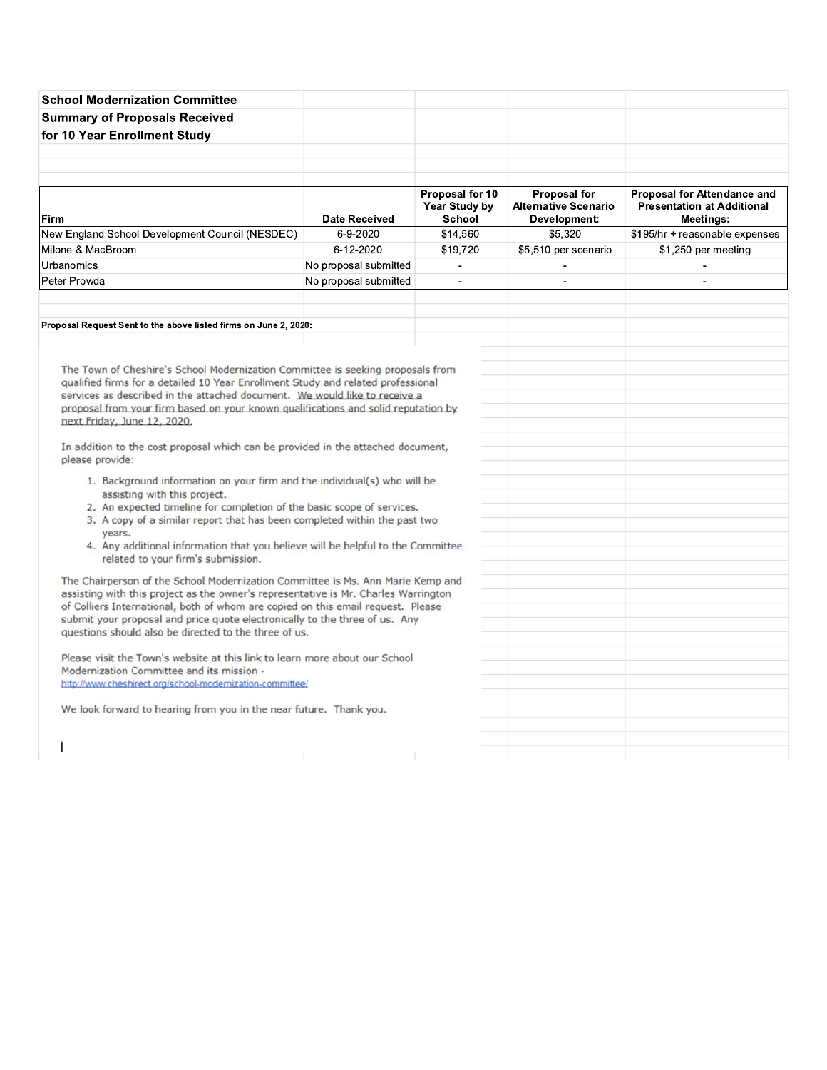**School Modernization Committee**
**Summary of Proposals Received**
**for 10 Year Enrollment Study**

| Firm | Date Received | Proposal for 10 Year Study by School | Proposal for Alternative Scenario Development: | Proposal for Attendance and Presentation at Additional Meetings: |
|---|---|---|---|---|
| New England School Development Council (NESDEC) | 6-9-2020 | $14,560 | $5,320 | $195/hr + reasonable expenses |
| Milone & MacBroom | 6-12-2020 | $19,720 | $5,510 per scenario | $1,250 per meeting |
| Urbanomics | No proposal submitted | - | - | - |
| Peter Prowda | No proposal submitted | - | - | - |

**Proposal Request Sent to the above listed firms on June 2, 2020:**

The Town of Cheshire's School Modernization Committee is seeking proposals from qualified firms for a detailed 10 Year Enrollment Study and related professional services as described in the attached document. We would like to receive a proposal from your firm based on your known qualifications and solid reputation by next Friday, June 12, 2020.

In addition to the cost proposal which can be provided in the attached document, please provide:

1. Background information on your firm and the individual(s) who will be assisting with this project.
2. An expected timeline for completion of the basic scope of services.
3. A copy of a similar report that has been completed within the past two years.
4. Any additional information that you believe will be helpful to the Committee related to your firm's submission.

The Chairperson of the School Modernization Committee is Ms. Ann Marie Kemp and assisting with this project as the owner's representative is Mr. Charles Warrington of Colliers International, both of whom are copied on this email request. Please submit your proposal and price quote electronically to the three of us. Any questions should also be directed to the three of us.

Please visit the Town's website at this link to learn more about our School Modernization Committee and its mission - http://www.cheshirect.org/school-modernization-committee/

We look forward to hearing from you in the near future. Thank you.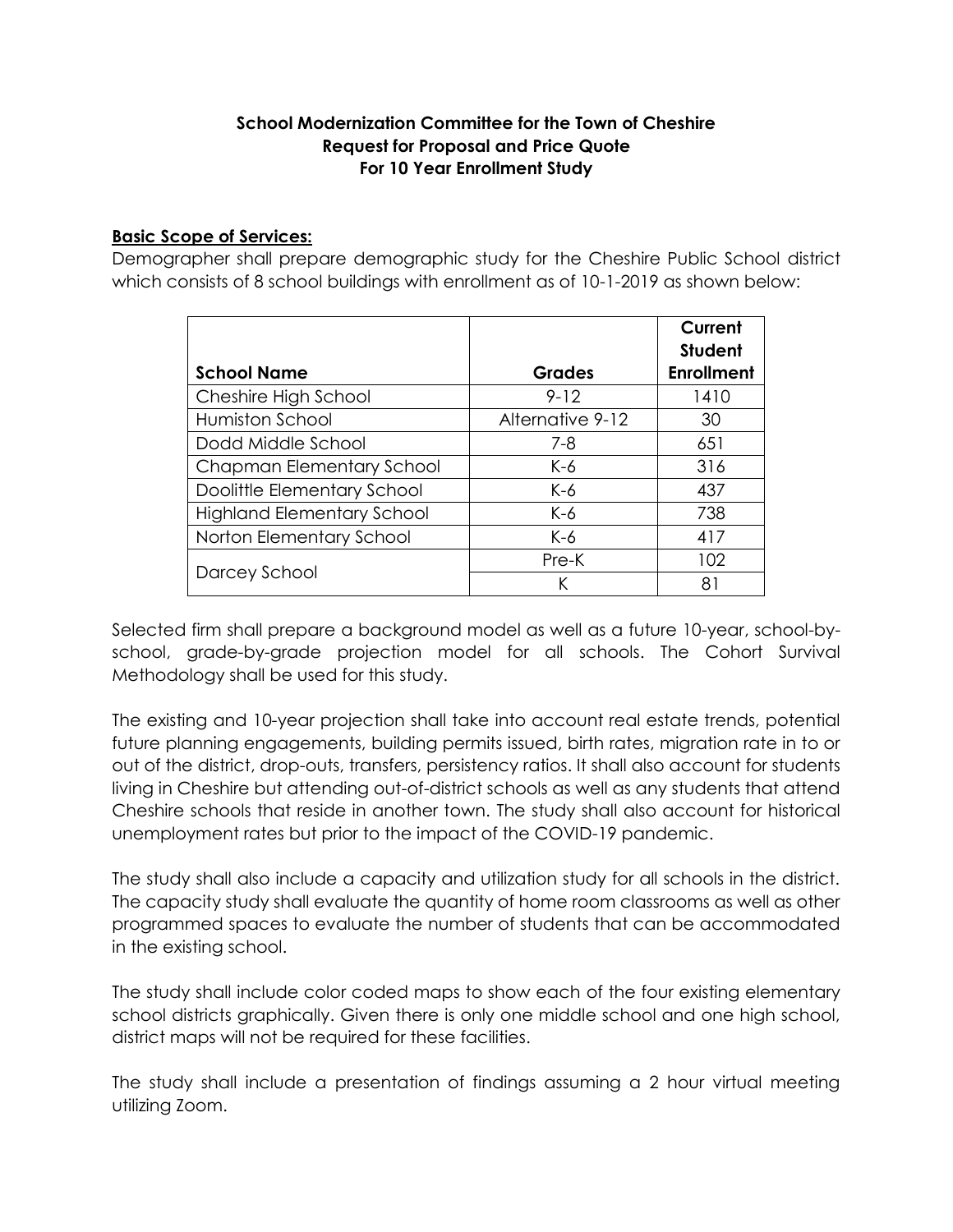**School Modernization Committee for the Town of Cheshire**
**Request for Proposal and Price Quote**
**For 10 Year Enrollment Study**

**Basic Scope of Services:**

Demographer shall prepare demographic study for the Cheshire Public School district which consists of 8 school buildings with enrollment as of 10-1-2019 as shown below:

| School Name | Grades | Current Student Enrollment |
|---|---|---|
| Cheshire High School | 9-12 | 1410 |
| Humiston School | Alternative 9-12 | 30 |
| Dodd Middle School | 7-8 | 651 |
| Chapman Elementary School | K-6 | 316 |
| Doolittle Elementary School | K-6 | 437 |
| Highland Elementary School | K-6 | 738 |
| Norton Elementary School | K-6 | 417 |
| Darcey School | Pre-K | 102 |
| | K | 81 |

Selected firm shall prepare a background model as well as a future 10-year, school-by-school, grade-by-grade projection model for all schools. The Cohort Survival Methodology shall be used for this study.

The existing and 10-year projection shall take into account real estate trends, potential future planning engagements, building permits issued, birth rates, migration rate in to or out of the district, drop-outs, transfers, persistency ratios. It shall also account for students living in Cheshire but attending out-of-district schools as well as any students that attend Cheshire schools that reside in another town. The study shall also account for historical unemployment rates but prior to the impact of the COVID-19 pandemic.

The study shall also include a capacity and utilization study for all schools in the district. The capacity study shall evaluate the quantity of home room classrooms as well as other programmed spaces to evaluate the number of students that can be accommodated in the existing school.

The study shall include color coded maps to show each of the four existing elementary school districts graphically. Given there is only one middle school and one high school, district maps will not be required for these facilities.

The study shall include a presentation of findings assuming a 2 hour virtual meeting utilizing Zoom.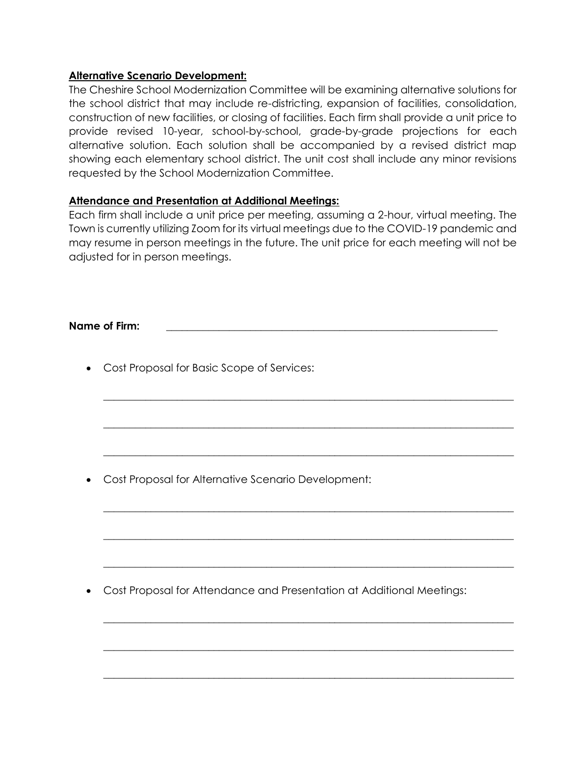**<u>Alternative Scenario Development:</u>**

The Cheshire School Modernization Committee will be examining alternative solutions for the school district that may include re-districting, expansion of facilities, consolidation, construction of new facilities, or closing of facilities. Each firm shall provide a unit price to provide revised 10-year, school-by-school, grade-by-grade projections for each alternative solution. Each solution shall be accompanied by a revised district map showing each elementary school district. The unit cost shall include any minor revisions requested by the School Modernization Committee.

**<u>Attendance and Presentation at Additional Meetings:</u>**

Each firm shall include a unit price per meeting, assuming a 2-hour, virtual meeting. The Town is currently utilizing Zoom for its virtual meetings due to the COVID-19 pandemic and may resume in person meetings in the future. The unit price for each meeting will not be adjusted for in person meetings.

**Name of Firm:** ______________________________________________________________

- Cost Proposal for Basic Scope of Services:

  ____________________________________________________________________________

  ____________________________________________________________________________

  ____________________________________________________________________________

- Cost Proposal for Alternative Scenario Development:

  ____________________________________________________________________________

  ____________________________________________________________________________

  ____________________________________________________________________________

- Cost Proposal for Attendance and Presentation at Additional Meetings:

  ____________________________________________________________________________

  ____________________________________________________________________________

  ____________________________________________________________________________